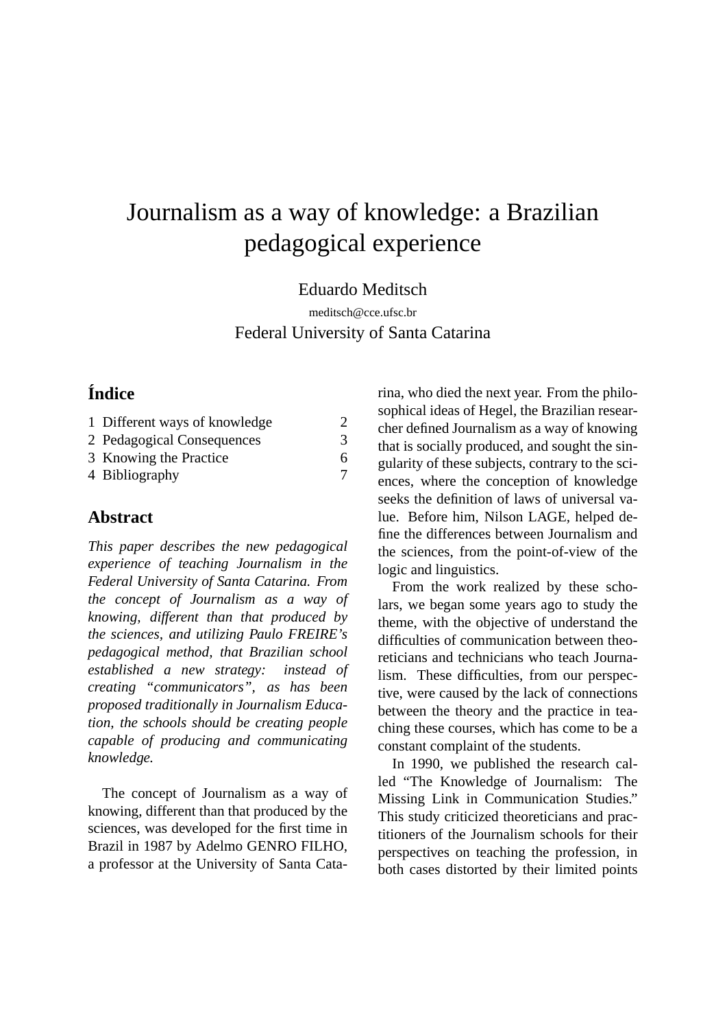# Journalism as a way of knowledge: a Brazilian pedagogical experience

Eduardo Meditsch

meditsch@cce.ufsc.br

Federal University of Santa Catarina

## Índice

| | |
|---|---|
| 1 Different ways of knowledge | 2 |
| 2 Pedagogical Consequences | 3 |
| 3 Knowing the Practice | 6 |
| 4 Bibliography | 7 |

## Abstract

*This paper describes the new pedagogical experience of teaching Journalism in the Federal University of Santa Catarina. From the concept of Journalism as a way of knowing, different than that produced by the sciences, and utilizing Paulo FREIRE's pedagogical method, that Brazilian school established a new strategy: instead of creating "communicators", as has been proposed traditionally in Journalism Education, the schools should be creating people capable of producing and communicating knowledge.*

The concept of Journalism as a way of knowing, different than that produced by the sciences, was developed for the first time in Brazil in 1987 by Adelmo GENRO FILHO, a professor at the University of Santa Catarina, who died the next year. From the philosophical ideas of Hegel, the Brazilian researcher defined Journalism as a way of knowing that is socially produced, and sought the singularity of these subjects, contrary to the sciences, where the conception of knowledge seeks the definition of laws of universal value. Before him, Nilson LAGE, helped define the differences between Journalism and the sciences, from the point-of-view of the logic and linguistics.

From the work realized by these scholars, we began some years ago to study the theme, with the objective of understand the difficulties of communication between theoreticians and technicians who teach Journalism. These difficulties, from our perspective, were caused by the lack of connections between the theory and the practice in teaching these courses, which has come to be a constant complaint of the students.

In 1990, we published the research called "The Knowledge of Journalism: The Missing Link in Communication Studies." This study criticized theoreticians and practitioners of the Journalism schools for their perspectives on teaching the profession, in both cases distorted by their limited points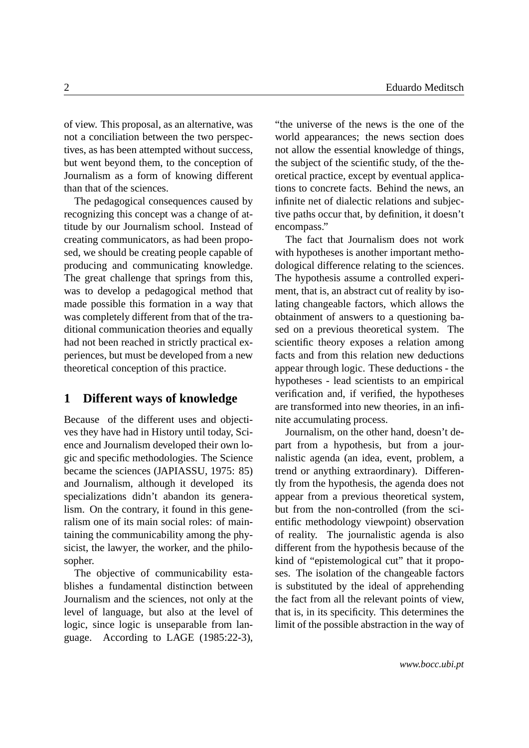of view. This proposal, as an alternative, was not a conciliation between the two perspectives, as has been attempted without success, but went beyond them, to the conception of Journalism as a form of knowing different than that of the sciences.

The pedagogical consequences caused by recognizing this concept was a change of attitude by our Journalism school. Instead of creating communicators, as had been proposed, we should be creating people capable of producing and communicating knowledge. The great challenge that springs from this, was to develop a pedagogical method that made possible this formation in a way that was completely different from that of the traditional communication theories and equally had not been reached in strictly practical experiences, but must be developed from a new theoretical conception of this practice.

## 1 Different ways of knowledge

Because of the different uses and objectives they have had in History until today, Science and Journalism developed their own logic and specific methodologies. The Science became the sciences (JAPIASSU, 1975: 85) and Journalism, although it developed its specializations didn't abandon its generalism. On the contrary, it found in this generalism one of its main social roles: of maintaining the communicability among the physicist, the lawyer, the worker, and the philosopher.

The objective of communicability establishes a fundamental distinction between Journalism and the sciences, not only at the level of language, but also at the level of logic, since logic is unseparable from language. According to LAGE (1985:22-3), "the universe of the news is the one of the world appearances; the news section does not allow the essential knowledge of things, the subject of the scientific study, of the theoretical practice, except by eventual applications to concrete facts. Behind the news, an infinite net of dialectic relations and subjective paths occur that, by definition, it doesn't encompass."

The fact that Journalism does not work with hypotheses is another important methodological difference relating to the sciences. The hypothesis assume a controlled experiment, that is, an abstract cut of reality by isolating changeable factors, which allows the obtainment of answers to a questioning based on a previous theoretical system. The scientific theory exposes a relation among facts and from this relation new deductions appear through logic. These deductions - the hypotheses - lead scientists to an empirical verification and, if verified, the hypotheses are transformed into new theories, in an infinite accumulating process.

Journalism, on the other hand, doesn't depart from a hypothesis, but from a journalistic agenda (an idea, event, problem, a trend or anything extraordinary). Differently from the hypothesis, the agenda does not appear from a previous theoretical system, but from the non-controlled (from the scientific methodology viewpoint) observation of reality. The journalistic agenda is also different from the hypothesis because of the kind of "epistemological cut" that it proposes. The isolation of the changeable factors is substituted by the ideal of apprehending the fact from all the relevant points of view, that is, in its specificity. This determines the limit of the possible abstraction in the way of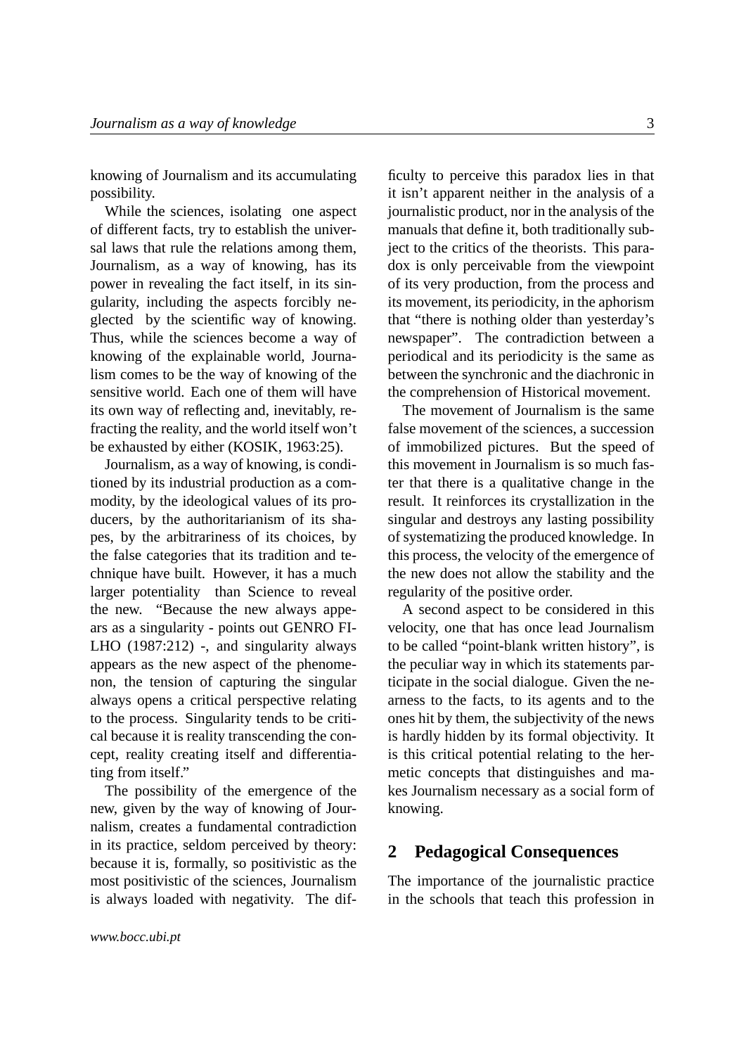knowing of Journalism and its accumulating possibility.

While the sciences, isolating one aspect of different facts, try to establish the universal laws that rule the relations among them, Journalism, as a way of knowing, has its power in revealing the fact itself, in its singularity, including the aspects forcibly neglected by the scientific way of knowing. Thus, while the sciences become a way of knowing of the explainable world, Journalism comes to be the way of knowing of the sensitive world. Each one of them will have its own way of reflecting and, inevitably, refracting the reality, and the world itself won't be exhausted by either (KOSIK, 1963:25).

Journalism, as a way of knowing, is conditioned by its industrial production as a commodity, by the ideological values of its producers, by the authoritarianism of its shapes, by the arbitrariness of its choices, by the false categories that its tradition and technique have built. However, it has a much larger potentiality than Science to reveal the new. "Because the new always appears as a singularity - points out GENRO FILHO (1987:212) -, and singularity always appears as the new aspect of the phenomenon, the tension of capturing the singular always opens a critical perspective relating to the process. Singularity tends to be critical because it is reality transcending the concept, reality creating itself and differentiating from itself."

The possibility of the emergence of the new, given by the way of knowing of Journalism, creates a fundamental contradiction in its practice, seldom perceived by theory: because it is, formally, so positivistic as the most positivistic of the sciences, Journalism is always loaded with negativity. The difficulty to perceive this paradox lies in that it isn't apparent neither in the analysis of a journalistic product, nor in the analysis of the manuals that define it, both traditionally subject to the critics of the theorists. This paradox is only perceivable from the viewpoint of its very production, from the process and its movement, its periodicity, in the aphorism that "there is nothing older than yesterday's newspaper". The contradiction between a periodical and its periodicity is the same as between the synchronic and the diachronic in the comprehension of Historical movement.

The movement of Journalism is the same false movement of the sciences, a succession of immobilized pictures. But the speed of this movement in Journalism is so much faster that there is a qualitative change in the result. It reinforces its crystallization in the singular and destroys any lasting possibility of systematizing the produced knowledge. In this process, the velocity of the emergence of the new does not allow the stability and the regularity of the positive order.

A second aspect to be considered in this velocity, one that has once lead Journalism to be called "point-blank written history", is the peculiar way in which its statements participate in the social dialogue. Given the nearness to the facts, to its agents and to the ones hit by them, the subjectivity of the news is hardly hidden by its formal objectivity. It is this critical potential relating to the hermetic concepts that distinguishes and makes Journalism necessary as a social form of knowing.

## 2 Pedagogical Consequences

The importance of the journalistic practice in the schools that teach this profession in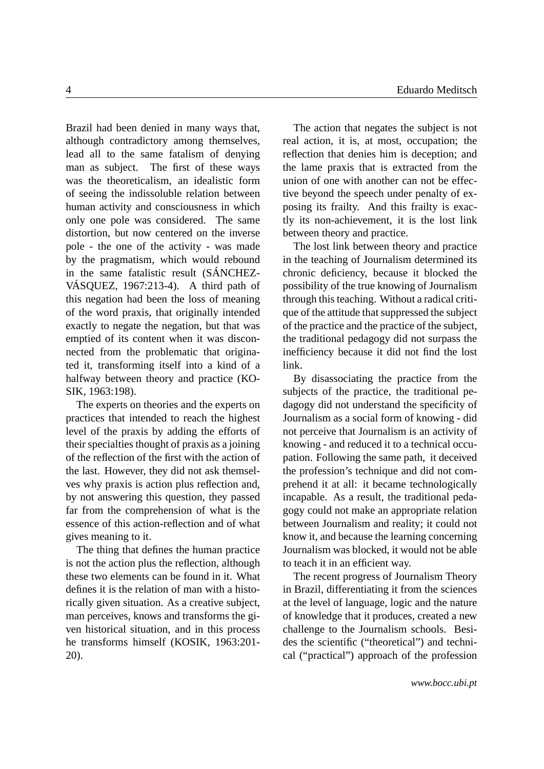Brazil had been denied in many ways that, although contradictory among themselves, lead all to the same fatalism of denying man as subject. The first of these ways was the theoreticalism, an idealistic form of seeing the indissoluble relation between human activity and consciousness in which only one pole was considered. The same distortion, but now centered on the inverse pole - the one of the activity - was made by the pragmatism, which would rebound in the same fatalistic result (SÁNCHEZ-VÁSQUEZ, 1967:213-4). A third path of this negation had been the loss of meaning of the word praxis, that originally intended exactly to negate the negation, but that was emptied of its content when it was disconnected from the problematic that originated it, transforming itself into a kind of a halfway between theory and practice (KOSIK, 1963:198).

The experts on theories and the experts on practices that intended to reach the highest level of the praxis by adding the efforts of their specialties thought of praxis as a joining of the reflection of the first with the action of the last. However, they did not ask themselves why praxis is action plus reflection and, by not answering this question, they passed far from the comprehension of what is the essence of this action-reflection and of what gives meaning to it.

The thing that defines the human practice is not the action plus the reflection, although these two elements can be found in it. What defines it is the relation of man with a historically given situation. As a creative subject, man perceives, knows and transforms the given historical situation, and in this process he transforms himself (KOSIK, 1963:201-20).

The action that negates the subject is not real action, it is, at most, occupation; the reflection that denies him is deception; and the lame praxis that is extracted from the union of one with another can not be effective beyond the speech under penalty of exposing its frailty. And this frailty is exactly its non-achievement, it is the lost link between theory and practice.

The lost link between theory and practice in the teaching of Journalism determined its chronic deficiency, because it blocked the possibility of the true knowing of Journalism through this teaching. Without a radical critique of the attitude that suppressed the subject of the practice and the practice of the subject, the traditional pedagogy did not surpass the inefficiency because it did not find the lost link.

By disassociating the practice from the subjects of the practice, the traditional pedagogy did not understand the specificity of Journalism as a social form of knowing - did not perceive that Journalism is an activity of knowing - and reduced it to a technical occupation. Following the same path, it deceived the profession's technique and did not comprehend it at all: it became technologically incapable. As a result, the traditional pedagogy could not make an appropriate relation between Journalism and reality; it could not know it, and because the learning concerning Journalism was blocked, it would not be able to teach it in an efficient way.

The recent progress of Journalism Theory in Brazil, differentiating it from the sciences at the level of language, logic and the nature of knowledge that it produces, created a new challenge to the Journalism schools. Besides the scientific ("theoretical") and technical ("practical") approach of the profession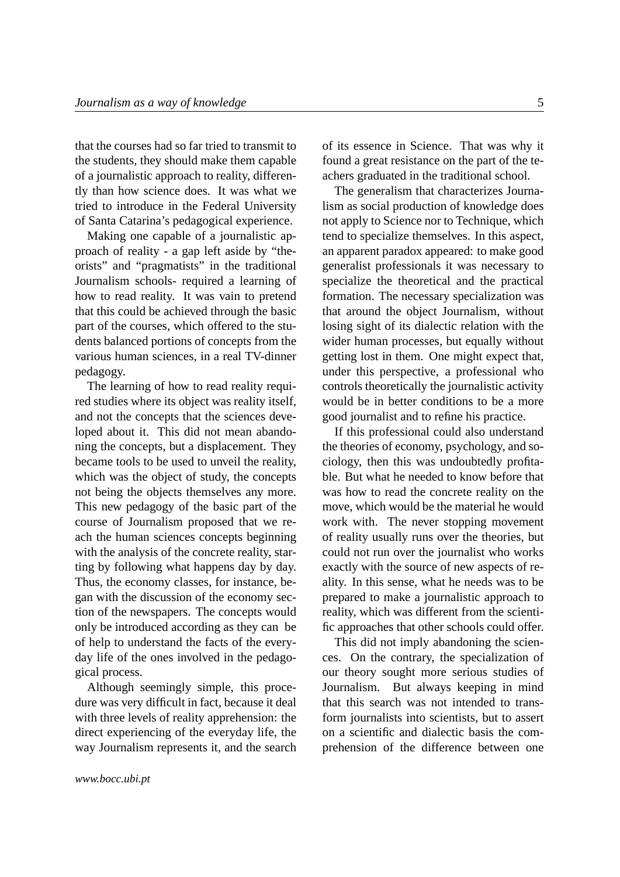that the courses had so far tried to transmit to the students, they should make them capable of a journalistic approach to reality, differently than how science does. It was what we tried to introduce in the Federal University of Santa Catarina's pedagogical experience.

Making one capable of a journalistic approach of reality - a gap left aside by "theorists" and "pragmatists" in the traditional Journalism schools- required a learning of how to read reality. It was vain to pretend that this could be achieved through the basic part of the courses, which offered to the students balanced portions of concepts from the various human sciences, in a real TV-dinner pedagogy.

The learning of how to read reality required studies where its object was reality itself, and not the concepts that the sciences developed about it. This did not mean abandoning the concepts, but a displacement. They became tools to be used to unveil the reality, which was the object of study, the concepts not being the objects themselves any more. This new pedagogy of the basic part of the course of Journalism proposed that we reach the human sciences concepts beginning with the analysis of the concrete reality, starting by following what happens day by day. Thus, the economy classes, for instance, began with the discussion of the economy section of the newspapers. The concepts would only be introduced according as they can be of help to understand the facts of the everyday life of the ones involved in the pedagogical process.

Although seemingly simple, this procedure was very difficult in fact, because it deal with three levels of reality apprehension: the direct experiencing of the everyday life, the way Journalism represents it, and the search of its essence in Science. That was why it found a great resistance on the part of the teachers graduated in the traditional school.

The generalism that characterizes Journalism as social production of knowledge does not apply to Science nor to Technique, which tend to specialize themselves. In this aspect, an apparent paradox appeared: to make good generalist professionals it was necessary to specialize the theoretical and the practical formation. The necessary specialization was that around the object Journalism, without losing sight of its dialectic relation with the wider human processes, but equally without getting lost in them. One might expect that, under this perspective, a professional who controls theoretically the journalistic activity would be in better conditions to be a more good journalist and to refine his practice.

If this professional could also understand the theories of economy, psychology, and sociology, then this was undoubtedly profitable. But what he needed to know before that was how to read the concrete reality on the move, which would be the material he would work with. The never stopping movement of reality usually runs over the theories, but could not run over the journalist who works exactly with the source of new aspects of reality. In this sense, what he needs was to be prepared to make a journalistic approach to reality, which was different from the scientific approaches that other schools could offer.

This did not imply abandoning the sciences. On the contrary, the specialization of our theory sought more serious studies of Journalism. But always keeping in mind that this search was not intended to transform journalists into scientists, but to assert on a scientific and dialectic basis the comprehension of the difference between one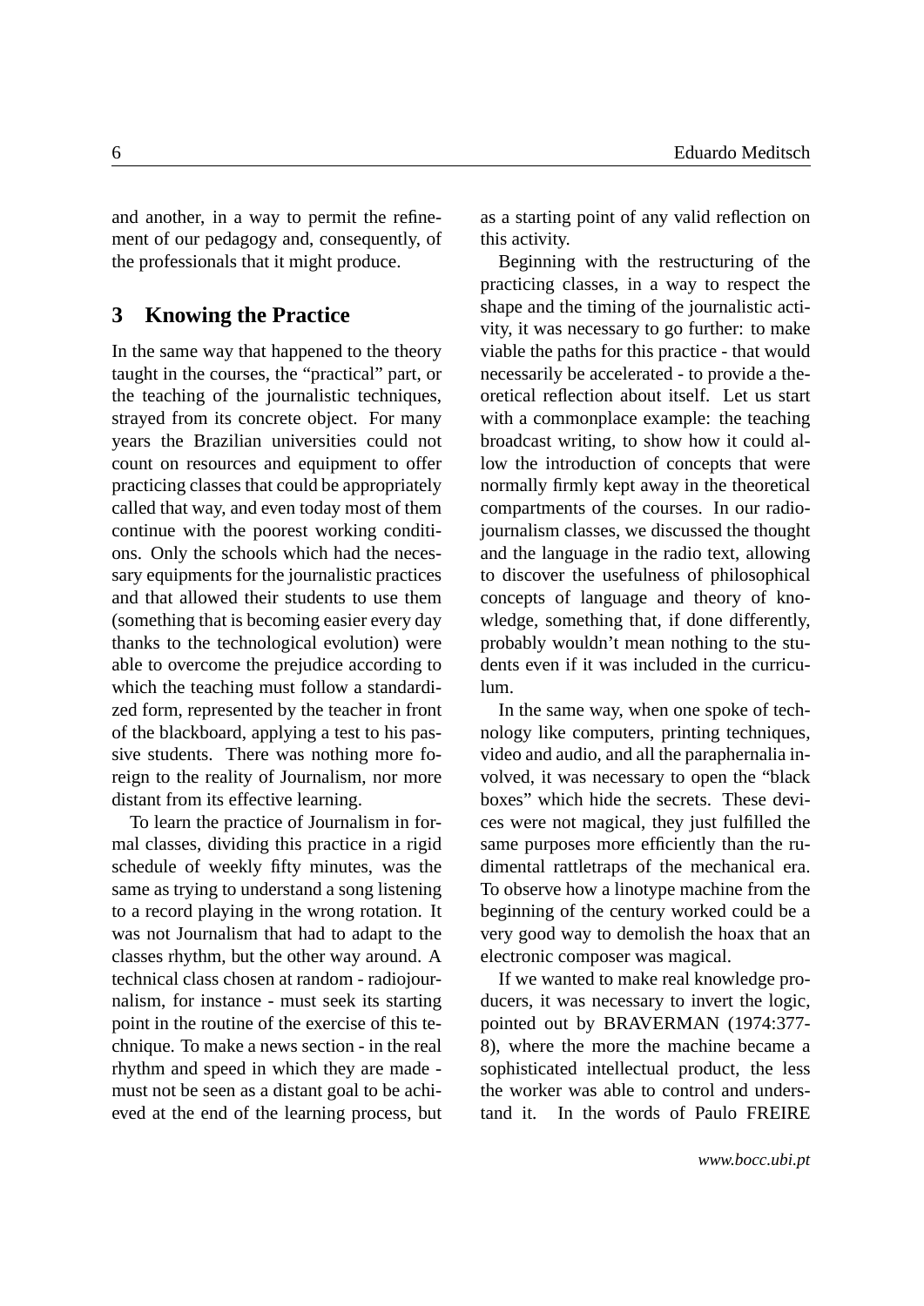and another, in a way to permit the refinement of our pedagogy and, consequently, of the professionals that it might produce.

## 3 Knowing the Practice

In the same way that happened to the theory taught in the courses, the "practical" part, or the teaching of the journalistic techniques, strayed from its concrete object. For many years the Brazilian universities could not count on resources and equipment to offer practicing classes that could be appropriately called that way, and even today most of them continue with the poorest working conditions. Only the schools which had the necessary equipments for the journalistic practices and that allowed their students to use them (something that is becoming easier every day thanks to the technological evolution) were able to overcome the prejudice according to which the teaching must follow a standardized form, represented by the teacher in front of the blackboard, applying a test to his passive students. There was nothing more foreign to the reality of Journalism, nor more distant from its effective learning.

To learn the practice of Journalism in formal classes, dividing this practice in a rigid schedule of weekly fifty minutes, was the same as trying to understand a song listening to a record playing in the wrong rotation. It was not Journalism that had to adapt to the classes rhythm, but the other way around. A technical class chosen at random - radiojournalism, for instance - must seek its starting point in the routine of the exercise of this technique. To make a news section - in the real rhythm and speed in which they are made - must not be seen as a distant goal to be achieved at the end of the learning process, but as a starting point of any valid reflection on this activity.

Beginning with the restructuring of the practicing classes, in a way to respect the shape and the timing of the journalistic activity, it was necessary to go further: to make viable the paths for this practice - that would necessarily be accelerated - to provide a theoretical reflection about itself. Let us start with a commonplace example: the teaching broadcast writing, to show how it could allow the introduction of concepts that were normally firmly kept away in the theoretical compartments of the courses. In our radiojournalism classes, we discussed the thought and the language in the radio text, allowing to discover the usefulness of philosophical concepts of language and theory of knowledge, something that, if done differently, probably wouldn't mean nothing to the students even if it was included in the curriculum.

In the same way, when one spoke of technology like computers, printing techniques, video and audio, and all the paraphernalia involved, it was necessary to open the "black boxes" which hide the secrets. These devices were not magical, they just fulfilled the same purposes more efficiently than the rudimental rattletraps of the mechanical era. To observe how a linotype machine from the beginning of the century worked could be a very good way to demolish the hoax that an electronic composer was magical.

If we wanted to make real knowledge producers, it was necessary to invert the logic, pointed out by BRAVERMAN (1974:377-8), where the more the machine became a sophisticated intellectual product, the less the worker was able to control and understand it. In the words of Paulo FREIRE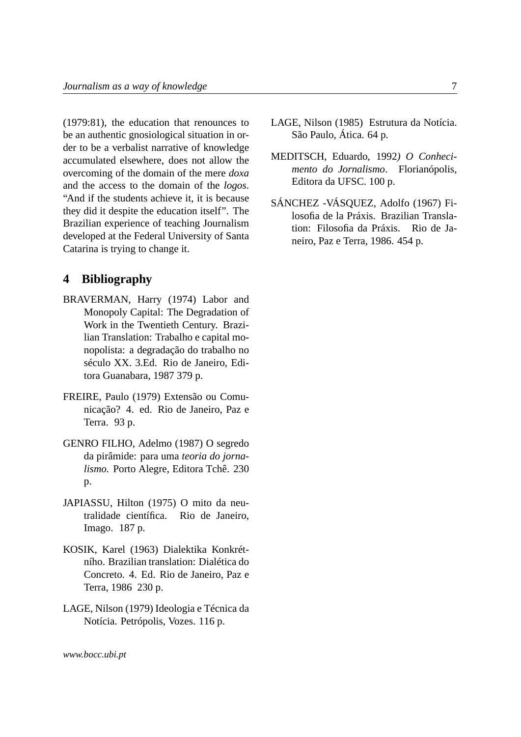(1979:81), the education that renounces to be an authentic gnosiological situation in order to be a verbalist narrative of knowledge accumulated elsewhere, does not allow the overcoming of the domain of the mere *doxa* and the access to the domain of the *logos*. “And if the students achieve it, it is because they did it despite the education itself”. The Brazilian experience of teaching Journalism developed at the Federal University of Santa Catarina is trying to change it.

## 4 Bibliography

BRAVERMAN, Harry (1974) Labor and Monopoly Capital: The Degradation of Work in the Twentieth Century. Brazilian Translation: Trabalho e capital monopolista: a degradação do trabalho no século XX. 3.Ed. Rio de Janeiro, Editora Guanabara, 1987 379 p.

FREIRE, Paulo (1979) Extensão ou Comunicação? 4. ed. Rio de Janeiro, Paz e Terra. 93 p.

GENRO FILHO, Adelmo (1987) O segredo da pirâmide: para uma *teoria do jornalismo.* Porto Alegre, Editora Tchê. 230 p.

JAPIASSU, Hilton (1975) O mito da neutralidade científica. Rio de Janeiro, Imago. 187 p.

KOSIK, Karel (1963) Dialektika Konkrétního. Brazilian translation: Dialética do Concreto. 4. Ed. Rio de Janeiro, Paz e Terra, 1986 230 p.

LAGE, Nilson (1979) Ideologia e Técnica da Notícia. Petrópolis, Vozes. 116 p.

LAGE, Nilson (1985) Estrutura da Notícia. São Paulo, Ática. 64 p.

MEDITSCH, Eduardo, 1992*) O Conhecimento do Jornalismo*. Florianópolis, Editora da UFSC. 100 p.

SÁNCHEZ -VÁSQUEZ, Adolfo (1967) Filosofia de la Práxis. Brazilian Translation: Filosofia da Práxis. Rio de Janeiro, Paz e Terra, 1986. 454 p.